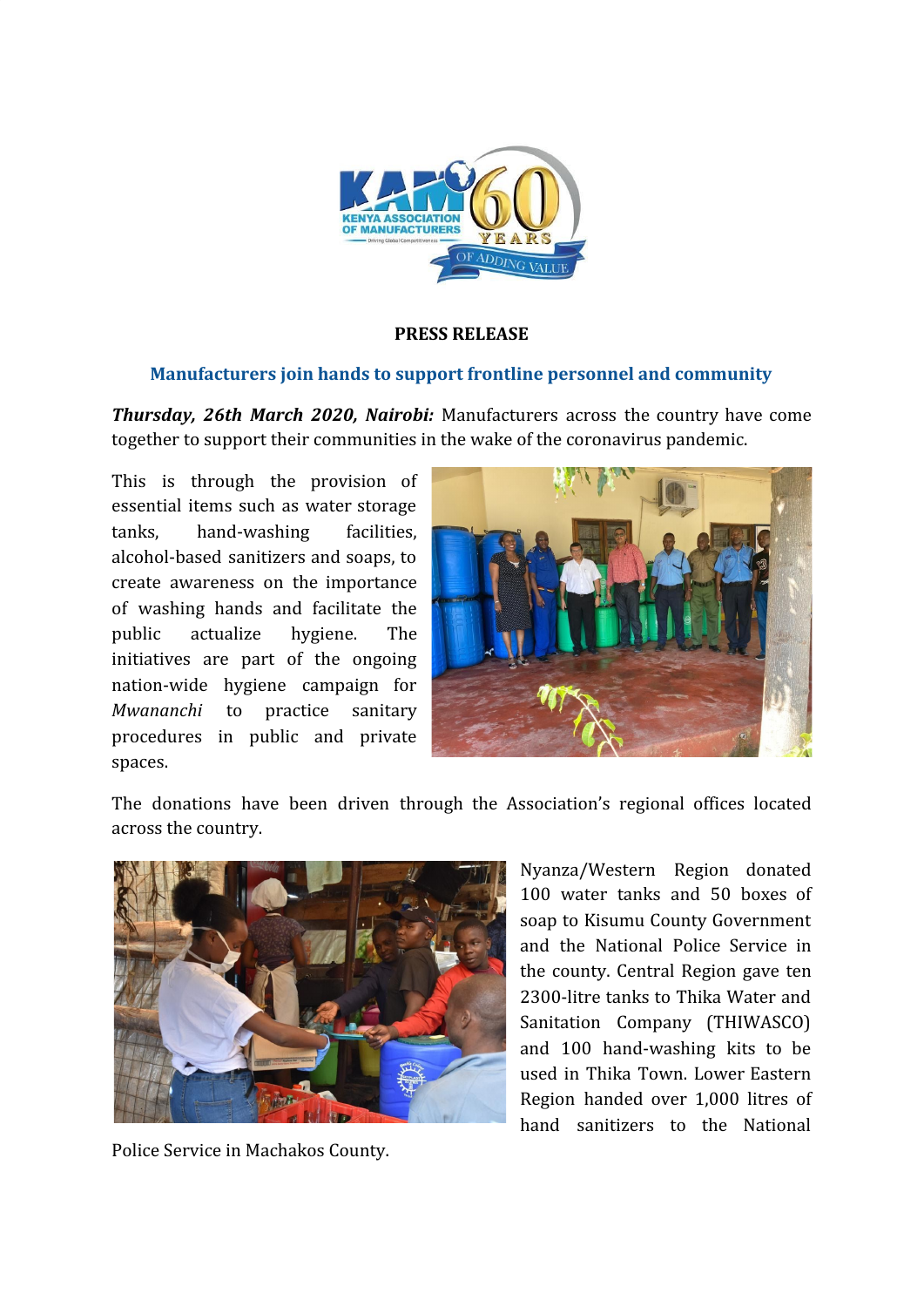**PRESS RELEASE**

## Manufacturers join hands to support frontline personnel and community

***Thursday, 26th March 2020, Nairobi:*** Manufacturers across the country have come together to support their communities in the wake of the coronavirus pandemic.

This is through the provision of essential items such as water storage tanks, hand-washing facilities, alcohol-based sanitizers and soaps, to create awareness on the importance of washing hands and facilitate the public actualize hygiene. The initiatives are part of the ongoing nation-wide hygiene campaign for *Mwananchi* to practice sanitary procedures in public and private spaces.

The donations have been driven through the Association's regional offices located across the country.

Nyanza/Western Region donated 100 water tanks and 50 boxes of soap to Kisumu County Government and the National Police Service in the county. Central Region gave ten 2300-litre tanks to Thika Water and Sanitation Company (THIWASCO) and 100 hand-washing kits to be used in Thika Town. Lower Eastern Region handed over 1,000 litres of hand sanitizers to the National Police Service in Machakos County.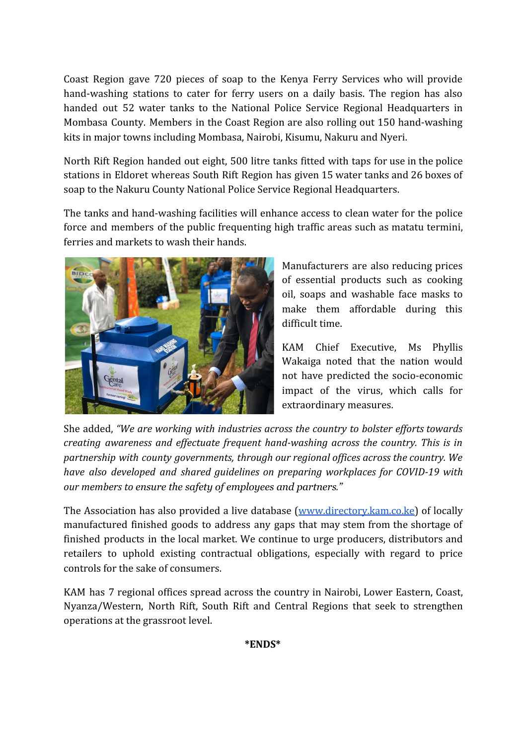Coast Region gave 720 pieces of soap to the Kenya Ferry Services who will provide hand-washing stations to cater for ferry users on a daily basis. The region has also handed out 52 water tanks to the National Police Service Regional Headquarters in Mombasa County. Members in the Coast Region are also rolling out 150 hand-washing kits in major towns including Mombasa, Nairobi, Kisumu, Nakuru and Nyeri.

North Rift Region handed out eight, 500 litre tanks fitted with taps for use in the police stations in Eldoret whereas South Rift Region has given 15 water tanks and 26 boxes of soap to the Nakuru County National Police Service Regional Headquarters.

The tanks and hand-washing facilities will enhance access to clean water for the police force and members of the public frequenting high traffic areas such as matatu termini, ferries and markets to wash their hands.

Manufacturers are also reducing prices of essential products such as cooking oil, soaps and washable face masks to make them affordable during this difficult time.

KAM Chief Executive, Ms Phyllis Wakaiga noted that the nation would not have predicted the socio-economic impact of the virus, which calls for extraordinary measures.

She added, *"We are working with industries across the country to bolster efforts towards creating awareness and effectuate frequent hand-washing across the country. This is in partnership with county governments, through our regional offices across the country. We have also developed and shared guidelines on preparing workplaces for COVID-19 with our members to ensure the safety of employees and partners."*

The Association has also provided a live database ([www.directory.kam.co.ke](www.directory.kam.co.ke)) of locally manufactured finished goods to address any gaps that may stem from the shortage of finished products in the local market. We continue to urge producers, distributors and retailers to uphold existing contractual obligations, especially with regard to price controls for the sake of consumers.

KAM has 7 regional offices spread across the country in Nairobi, Lower Eastern, Coast, Nyanza/Western, North Rift, South Rift and Central Regions that seek to strengthen operations at the grassroot level.

**\*ENDS\***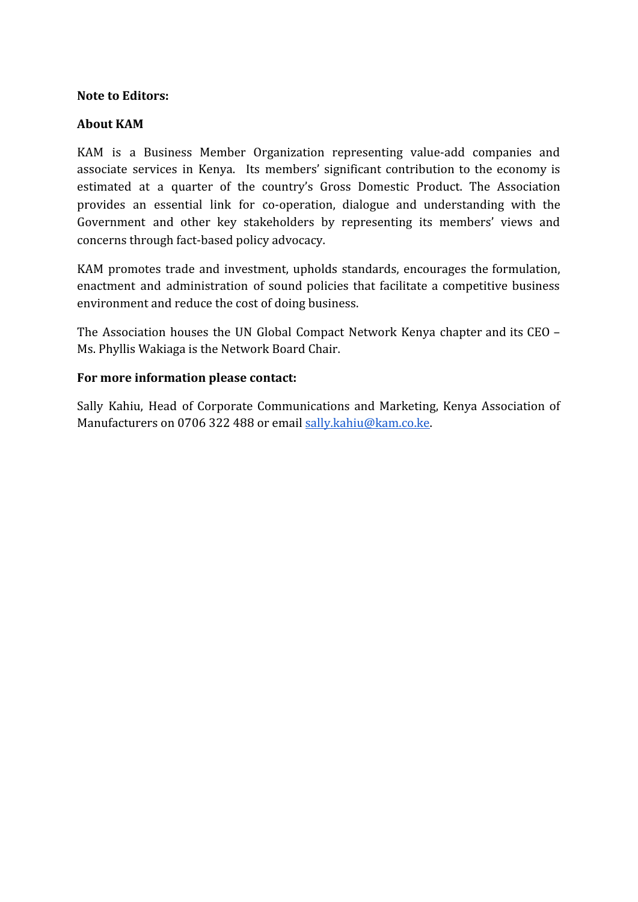**Note to Editors:**

**About KAM**

KAM is a Business Member Organization representing value-add companies and associate services in Kenya. Its members' significant contribution to the economy is estimated at a quarter of the country's Gross Domestic Product. The Association provides an essential link for co-operation, dialogue and understanding with the Government and other key stakeholders by representing its members' views and concerns through fact-based policy advocacy.

KAM promotes trade and investment, upholds standards, encourages the formulation, enactment and administration of sound policies that facilitate a competitive business environment and reduce the cost of doing business.

The Association houses the UN Global Compact Network Kenya chapter and its CEO – Ms. Phyllis Wakiaga is the Network Board Chair.

**For more information please contact:**

Sally Kahiu, Head of Corporate Communications and Marketing, Kenya Association of Manufacturers on 0706 322 488 or email sally.kahiu@kam.co.ke.